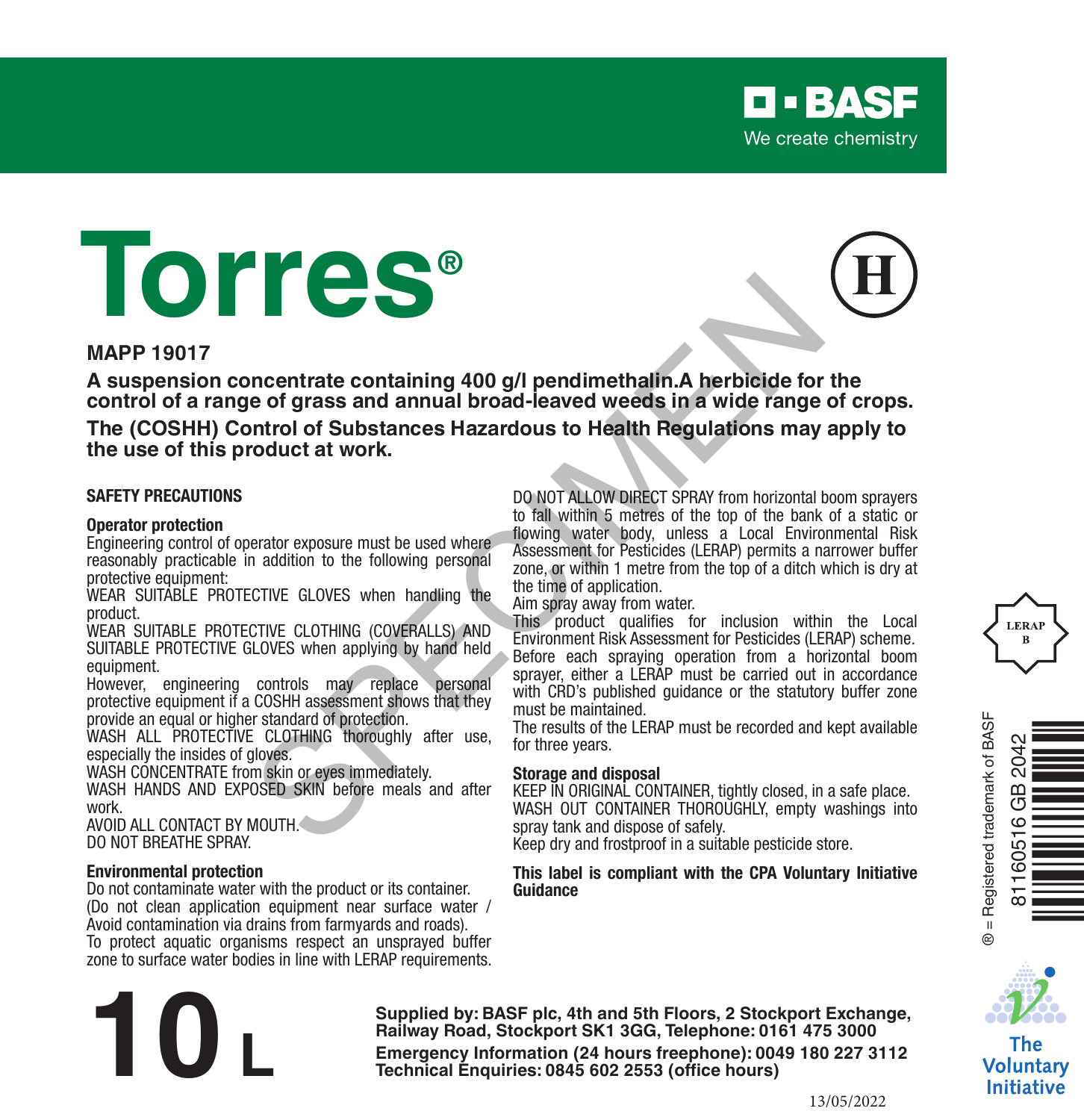BASF
We create chemistry

# Torres®

MAPP 19017

**A suspension concentrate containing 400 g/l pendimethalin.A herbicide for the control of a range of grass and annual broad-leaved weeds in a wide range of crops.**

**The (COSHH) Control of Substances Hazardous to Health Regulations may apply to the use of this product at work.**

## SAFETY PRECAUTIONS

### Operator protection

Engineering control of operator exposure must be used where reasonably practicable in addition to the following personal protective equipment:

WEAR SUITABLE PROTECTIVE GLOVES when handling the product.

WEAR SUITABLE PROTECTIVE CLOTHING (COVERALLS) AND SUITABLE PROTECTIVE GLOVES when applying by hand held equipment.

However, engineering controls may replace personal protective equipment if a COSHH assessment shows that they provide an equal or higher standard of protection.

WASH ALL PROTECTIVE CLOTHING thoroughly after use, especially the insides of gloves.

WASH CONCENTRATE from skin or eyes immediately.

WASH HANDS AND EXPOSED SKIN before meals and after work.

AVOID ALL CONTACT BY MOUTH.

DO NOT BREATHE SPRAY.

### Environmental protection

Do not contaminate water with the product or its container. (Do not clean application equipment near surface water / Avoid contamination via drains from farmyards and roads).

To protect aquatic organisms respect an unsprayed buffer zone to surface water bodies in line with LERAP requirements.

DO NOT ALLOW DIRECT SPRAY from horizontal boom sprayers to fall within 5 metres of the top of the bank of a static or flowing water body, unless a Local Environmental Risk Assessment for Pesticides (LERAP) permits a narrower buffer zone, or within 1 metre from the top of a ditch which is dry at the time of application.

Aim spray away from water.

This product qualifies for inclusion within the Local Environment Risk Assessment for Pesticides (LERAP) scheme. Before each spraying operation from a horizontal boom sprayer, either a LERAP must be carried out in accordance with CRD's published guidance or the statutory buffer zone must be maintained.

The results of the LERAP must be recorded and kept available for three years.

### Storage and disposal

KEEP IN ORIGINAL CONTAINER, tightly closed, in a safe place.

WASH OUT CONTAINER THOROUGHLY, empty washings into spray tank and dispose of safely.

Keep dry and frostproof in a suitable pesticide store.

**This label is compliant with the CPA Voluntary Initiative Guidance**

LERAP B

® = Registered trademark of BASF

81160516 GB 2042

The Voluntary Initiative

# 10 L

**Supplied by: BASF plc, 4th and 5th Floors, 2 Stockport Exchange, Railway Road, Stockport SK1 3GG, Telephone: 0161 475 3000**

**Emergency Information (24 hours freephone): 0049 180 227 3112**

**Technical Enquiries: 0845 602 2553 (office hours)**

13/05/2022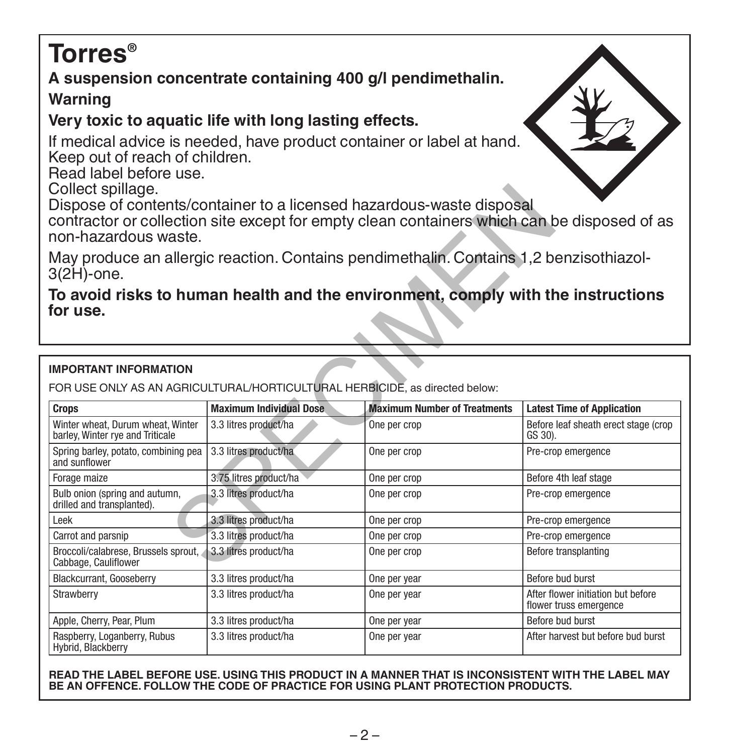# Torres®

**A suspension concentrate containing 400 g/l pendimethalin.**

**Warning**

**Very toxic to aquatic life with long lasting effects.**

If medical advice is needed, have product container or label at hand.
Keep out of reach of children.
Read label before use.
Collect spillage.
Dispose of contents/container to a licensed hazardous-waste disposal contractor or collection site except for empty clean containers which can be disposed of as non-hazardous waste.

May produce an allergic reaction. Contains pendimethalin. Contains 1,2 benzisothiazol-3(2H)-one.

**To avoid risks to human health and the environment, comply with the instructions for use.**

**IMPORTANT INFORMATION**

FOR USE ONLY AS AN AGRICULTURAL/HORTICULTURAL HERBICIDE, as directed below:

| Crops | Maximum Individual Dose | Maximum Number of Treatments | Latest Time of Application |
|---|---|---|---|
| Winter wheat, Durum wheat, Winter barley, Winter rye and Triticale | 3.3 litres product/ha | One per crop | Before leaf sheath erect stage (crop GS 30). |
| Spring barley, potato, combining pea and sunflower | 3.3 litres product/ha | One per crop | Pre-crop emergence |
| Forage maize | 3.75 litres product/ha | One per crop | Before 4th leaf stage |
| Bulb onion (spring and autumn, drilled and transplanted). | 3.3 litres product/ha | One per crop | Pre-crop emergence |
| Leek | 3.3 litres product/ha | One per crop | Pre-crop emergence |
| Carrot and parsnip | 3.3 litres product/ha | One per crop | Pre-crop emergence |
| Broccoli/calabrese, Brussels sprout, Cabbage, Cauliflower | 3.3 litres product/ha | One per crop | Before transplanting |
| Blackcurrant, Gooseberry | 3.3 litres product/ha | One per year | Before bud burst |
| Strawberry | 3.3 litres product/ha | One per year | After flower initiation but before flower truss emergence |
| Apple, Cherry, Pear, Plum | 3.3 litres product/ha | One per year | Before bud burst |
| Raspberry, Loganberry, Rubus Hybrid, Blackberry | 3.3 litres product/ha | One per year | After harvest but before bud burst |

**READ THE LABEL BEFORE USE. USING THIS PRODUCT IN A MANNER THAT IS INCONSISTENT WITH THE LABEL MAY BE AN OFFENCE. FOLLOW THE CODE OF PRACTICE FOR USING PLANT PROTECTION PRODUCTS.**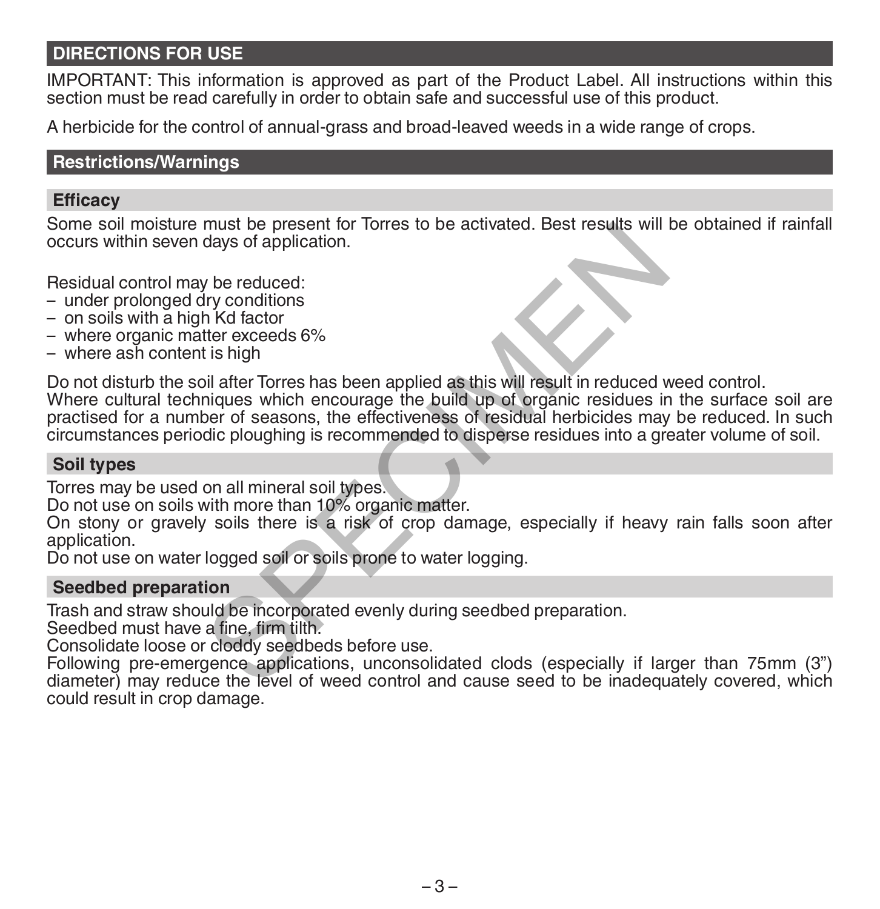## DIRECTIONS FOR USE

IMPORTANT: This information is approved as part of the Product Label. All instructions within this section must be read carefully in order to obtain safe and successful use of this product.

A herbicide for the control of annual-grass and broad-leaved weeds in a wide range of crops.

## Restrictions/Warnings

### Efficacy

Some soil moisture must be present for Torres to be activated. Best results will be obtained if rainfall occurs within seven days of application.

Residual control may be reduced:

- under prolonged dry conditions
- on soils with a high Kd factor
- where organic matter exceeds 6%
- where ash content is high

Do not disturb the soil after Torres has been applied as this will result in reduced weed control.
Where cultural techniques which encourage the build up of organic residues in the surface soil are practised for a number of seasons, the effectiveness of residual herbicides may be reduced. In such circumstances periodic ploughing is recommended to disperse residues into a greater volume of soil.

### Soil types

Torres may be used on all mineral soil types.
Do not use on soils with more than 10% organic matter.
On stony or gravely soils there is a risk of crop damage, especially if heavy rain falls soon after application.
Do not use on water logged soil or soils prone to water logging.

### Seedbed preparation

Trash and straw should be incorporated evenly during seedbed preparation.
Seedbed must have a fine, firm tilth.
Consolidate loose or cloddy seedbeds before use.
Following pre-emergence applications, unconsolidated clods (especially if larger than 75mm (3") diameter) may reduce the level of weed control and cause seed to be inadequately covered, which could result in crop damage.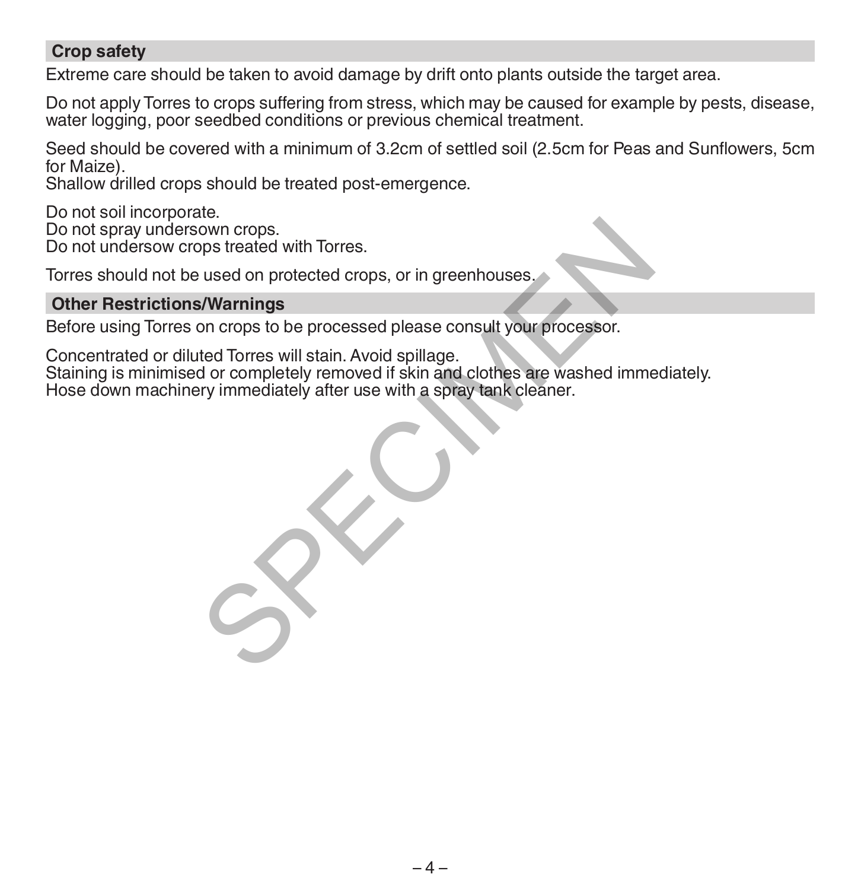## Crop safety

Extreme care should be taken to avoid damage by drift onto plants outside the target area.

Do not apply Torres to crops suffering from stress, which may be caused for example by pests, disease, water logging, poor seedbed conditions or previous chemical treatment.

Seed should be covered with a minimum of 3.2cm of settled soil (2.5cm for Peas and Sunflowers, 5cm for Maize).
Shallow drilled crops should be treated post-emergence.

Do not soil incorporate.
Do not spray undersown crops.
Do not undersow crops treated with Torres.

Torres should not be used on protected crops, or in greenhouses.

## Other Restrictions/Warnings

Before using Torres on crops to be processed please consult your processor.

Concentrated or diluted Torres will stain. Avoid spillage.
Staining is minimised or completely removed if skin and clothes are washed immediately.
Hose down machinery immediately after use with a spray tank cleaner.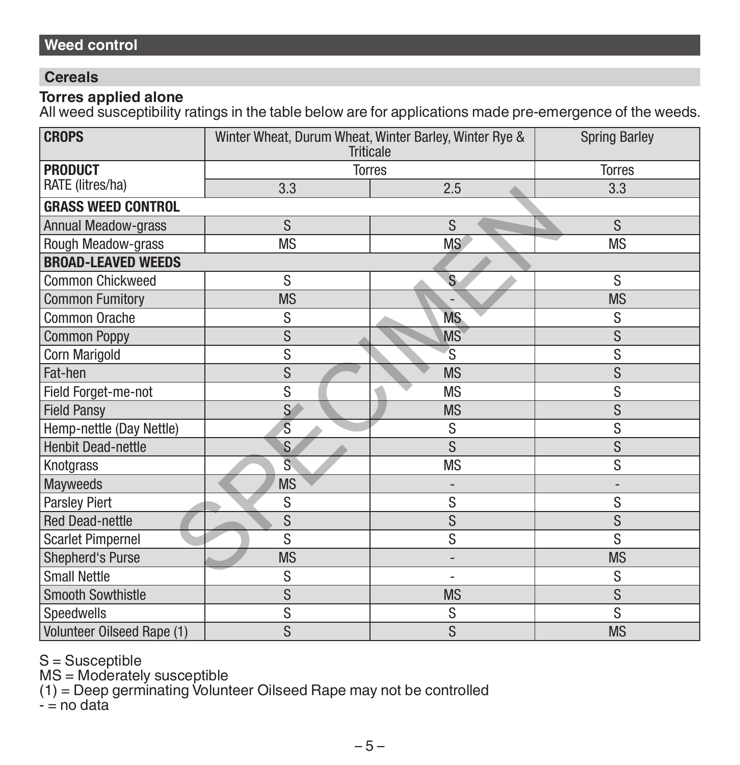## Weed control

### Cereals

**Torres applied alone**
All weed susceptibility ratings in the table below are for applications made pre-emergence of the weeds.

| **CROPS** | Winter Wheat, Durum Wheat, Winter Barley, Winter Rye & Triticale | | Spring Barley |
|---|---|---|---|
| **PRODUCT** | Torres | | Torres |
| RATE (litres/ha) | 3.3 | 2.5 | 3.3 |
| **GRASS WEED CONTROL** | | | |
| Annual Meadow-grass | S | S | S |
| Rough Meadow-grass | MS | MS | MS |
| **BROAD-LEAVED WEEDS** | | | |
| Common Chickweed | S | S | S |
| Common Fumitory | MS | - | MS |
| Common Orache | S | MS | S |
| Common Poppy | S | MS | S |
| Corn Marigold | S | S | S |
| Fat-hen | S | MS | S |
| Field Forget-me-not | S | MS | S |
| Field Pansy | S | MS | S |
| Hemp-nettle (Day Nettle) | S | S | S |
| Henbit Dead-nettle | S | S | S |
| Knotgrass | S | MS | S |
| Mayweeds | MS | - | - |
| Parsley Piert | S | S | S |
| Red Dead-nettle | S | S | S |
| Scarlet Pimpernel | S | S | S |
| Shepherd's Purse | MS | - | MS |
| Small Nettle | S | - | S |
| Smooth Sowthistle | S | MS | S |
| Speedwells | S | S | S |
| Volunteer Oilseed Rape (1) | S | S | MS |

S = Susceptible
MS = Moderately susceptible
(1) = Deep germinating Volunteer Oilseed Rape may not be controlled
\- = no data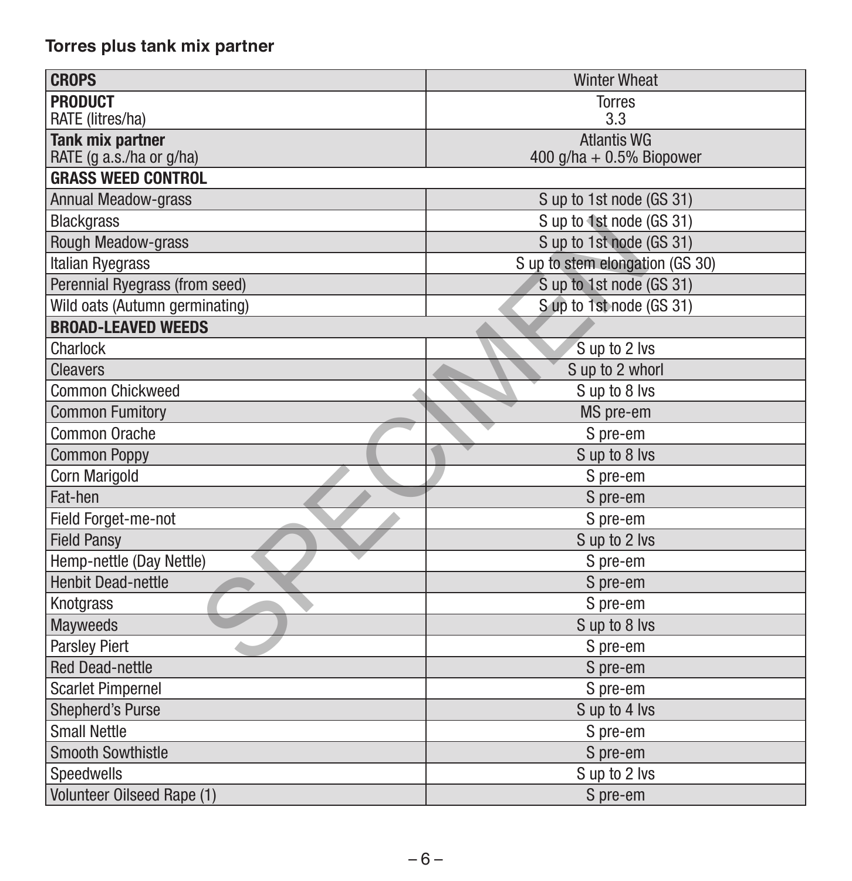**Torres plus tank mix partner**

| **CROPS** | Winter Wheat |
|---|---|
| **PRODUCT**<br>RATE (litres/ha) | Torres<br>3.3 |
| **Tank mix partner**<br>RATE (g a.s./ha or g/ha) | Atlantis WG<br>400 g/ha + 0.5% Biopower |
| **GRASS WEED CONTROL** | |
| Annual Meadow-grass | S up to 1st node (GS 31) |
| Blackgrass | S up to 1st node (GS 31) |
| Rough Meadow-grass | S up to 1st node (GS 31) |
| Italian Ryegrass | S up to stem elongation (GS 30) |
| Perennial Ryegrass (from seed) | S up to 1st node (GS 31) |
| Wild oats (Autumn germinating) | S up to 1st node (GS 31) |
| **BROAD-LEAVED WEEDS** | |
| Charlock | S up to 2 lvs |
| Cleavers | S up to 2 whorl |
| Common Chickweed | S up to 8 lvs |
| Common Fumitory | MS pre-em |
| Common Orache | S pre-em |
| Common Poppy | S up to 8 lvs |
| Corn Marigold | S pre-em |
| Fat-hen | S pre-em |
| Field Forget-me-not | S pre-em |
| Field Pansy | S up to 2 lvs |
| Hemp-nettle (Day Nettle) | S pre-em |
| Henbit Dead-nettle | S pre-em |
| Knotgrass | S pre-em |
| Mayweeds | S up to 8 lvs |
| Parsley Piert | S pre-em |
| Red Dead-nettle | S pre-em |
| Scarlet Pimpernel | S pre-em |
| Shepherd's Purse | S up to 4 lvs |
| Small Nettle | S pre-em |
| Smooth Sowthistle | S pre-em |
| Speedwells | S up to 2 lvs |
| Volunteer Oilseed Rape (1) | S pre-em |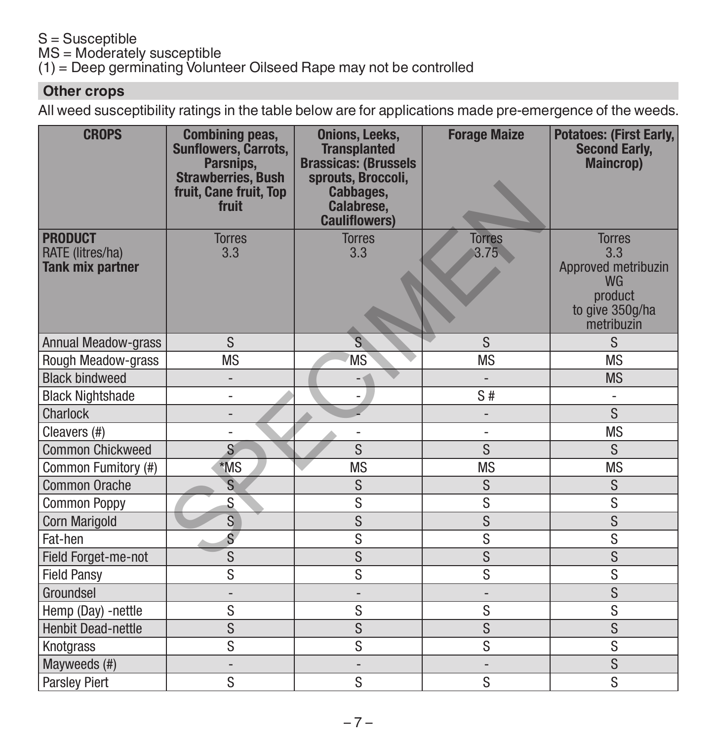S = Susceptible
MS = Moderately susceptible
(1) = Deep germinating Volunteer Oilseed Rape may not be controlled

## Other crops

All weed susceptibility ratings in the table below are for applications made pre-emergence of the weeds.

| CROPS | Combining peas, Sunflowers, Carrots, Parsnips, Strawberries, Bush fruit, Cane fruit, Top fruit | Onions, Leeks, Transplanted Brassicas: (Brussels sprouts, Broccoli, Cabbages, Calabrese, Cauliflowers) | Forage Maize | Potatoes: (First Early, Second Early, Maincrop) |
|---|---|---|---|---|
| **PRODUCT** RATE (litres/ha) **Tank mix partner** | Torres 3.3 | Torres 3.3 | Torres 3.75 | Torres 3.3 Approved metribuzin WG product to give 350g/ha metribuzin |
| Annual Meadow-grass | S | S | S | S |
| Rough Meadow-grass | MS | MS | MS | MS |
| Black bindweed | - | - | - | MS |
| Black Nightshade | - | - | S # | - |
| Charlock | - | - | - | S |
| Cleavers (#) | - | - | - | MS |
| Common Chickweed | S | S | S | S |
| Common Fumitory (#) | *MS | MS | MS | MS |
| Common Orache | S | S | S | S |
| Common Poppy | S | S | S | S |
| Corn Marigold | S | S | S | S |
| Fat-hen | S | S | S | S |
| Field Forget-me-not | S | S | S | S |
| Field Pansy | S | S | S | S |
| Groundsel | - | - | - | S |
| Hemp (Day) -nettle | S | S | S | S |
| Henbit Dead-nettle | S | S | S | S |
| Knotgrass | S | S | S | S |
| Mayweeds (#) | - | - | - | S |
| Parsley Piert | S | S | S | S |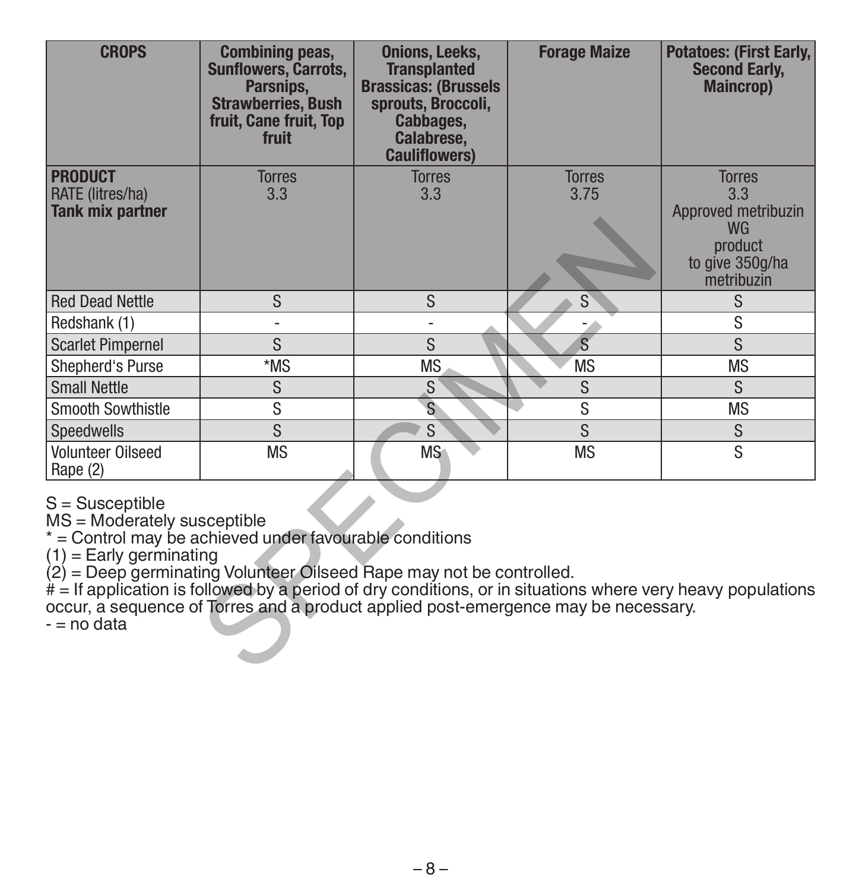| CROPS | Combining peas, Sunflowers, Carrots, Parsnips, Strawberries, Bush fruit, Cane fruit, Top fruit | Onions, Leeks, Transplanted Brassicas: (Brussels sprouts, Broccoli, Cabbages, Calabrese, Cauliflowers) | Forage Maize | Potatoes: (First Early, Second Early, Maincrop) |
|---|---|---|---|---|
| **PRODUCT** RATE (litres/ha) **Tank mix partner** | Torres 3.3 | Torres 3.3 | Torres 3.75 | Torres 3.3 Approved metribuzin WG product to give 350g/ha metribuzin |
| Red Dead Nettle | S | S | S | S |
| Redshank (1) | - | - | - | S |
| Scarlet Pimpernel | S | S | S | S |
| Shepherd's Purse | *MS | MS | MS | MS |
| Small Nettle | S | S | S | S |
| Smooth Sowthistle | S | S | S | MS |
| Speedwells | S | S | S | S |
| Volunteer Oilseed Rape (2) | MS | MS | MS | S |

S = Susceptible
MS = Moderately susceptible
* = Control may be achieved under favourable conditions
(1) = Early germinating
(2) = Deep germinating Volunteer Oilseed Rape may not be controlled.
# = If application is followed by a period of dry conditions, or in situations where very heavy populations occur, a sequence of Torres and a product applied post-emergence may be necessary.
- = no data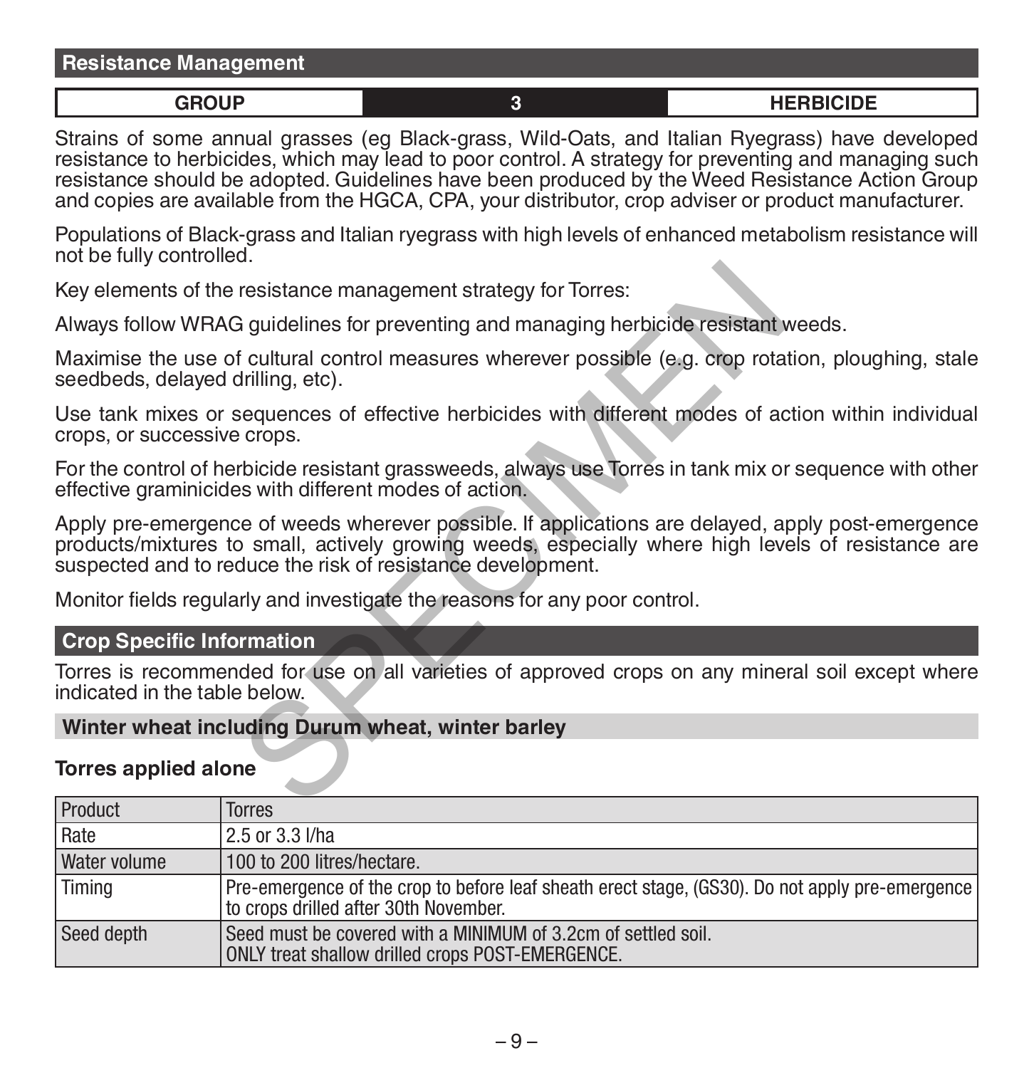## Resistance Management

| GROUP | 3 | HERBICIDE |
|---|---|---|

Strains of some annual grasses (eg Black-grass, Wild-Oats, and Italian Ryegrass) have developed resistance to herbicides, which may lead to poor control. A strategy for preventing and managing such resistance should be adopted. Guidelines have been produced by the Weed Resistance Action Group and copies are available from the HGCA, CPA, your distributor, crop adviser or product manufacturer.

Populations of Black-grass and Italian ryegrass with high levels of enhanced metabolism resistance will not be fully controlled.

Key elements of the resistance management strategy for Torres:

Always follow WRAG guidelines for preventing and managing herbicide resistant weeds.

Maximise the use of cultural control measures wherever possible (e.g. crop rotation, ploughing, stale seedbeds, delayed drilling, etc).

Use tank mixes or sequences of effective herbicides with different modes of action within individual crops, or successive crops.

For the control of herbicide resistant grassweeds, always use Torres in tank mix or sequence with other effective graminicides with different modes of action.

Apply pre-emergence of weeds wherever possible. If applications are delayed, apply post-emergence products/mixtures to small, actively growing weeds, especially where high levels of resistance are suspected and to reduce the risk of resistance development.

Monitor fields regularly and investigate the reasons for any poor control.

## Crop Specific Information

Torres is recommended for use on all varieties of approved crops on any mineral soil except where indicated in the table below.

### Winter wheat including Durum wheat, winter barley

**Torres applied alone**

| Product | Torres |
|---|---|
| Rate | 2.5 or 3.3 l/ha |
| Water volume | 100 to 200 litres/hectare. |
| Timing | Pre-emergence of the crop to before leaf sheath erect stage, (GS30). Do not apply pre-emergence to crops drilled after 30th November. |
| Seed depth | Seed must be covered with a MINIMUM of 3.2cm of settled soil. ONLY treat shallow drilled crops POST-EMERGENCE. |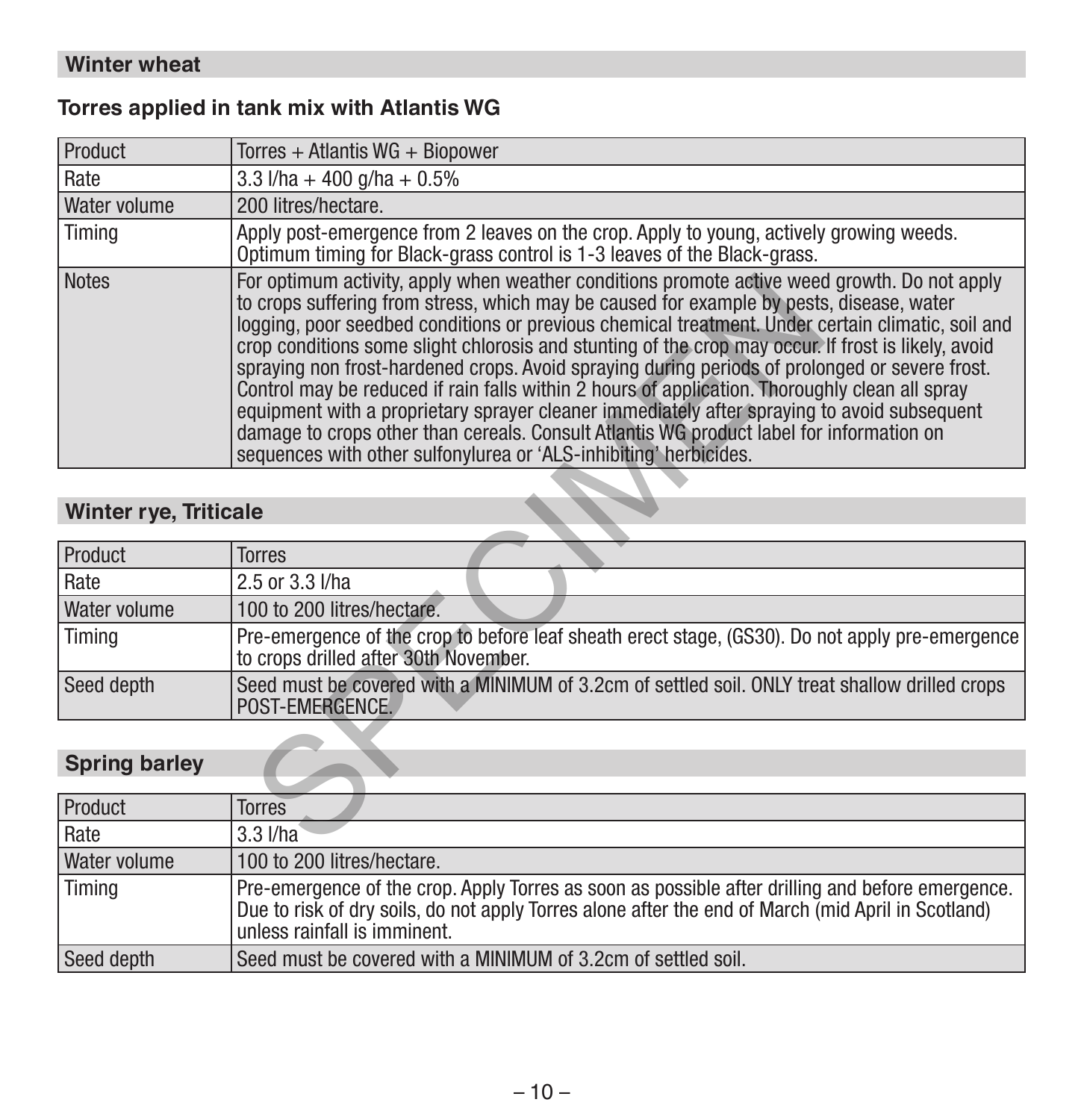## Winter wheat

### Torres applied in tank mix with Atlantis WG

| Product | Torres + Atlantis WG + Biopower |
|---|---|
| Rate | 3.3 l/ha + 400 g/ha + 0.5% |
| Water volume | 200 litres/hectare. |
| Timing | Apply post-emergence from 2 leaves on the crop. Apply to young, actively growing weeds. Optimum timing for Black-grass control is 1-3 leaves of the Black-grass. |
| Notes | For optimum activity, apply when weather conditions promote active weed growth. Do not apply to crops suffering from stress, which may be caused for example by pests, disease, water logging, poor seedbed conditions or previous chemical treatment. Under certain climatic, soil and crop conditions some slight chlorosis and stunting of the crop may occur. If frost is likely, avoid spraying non frost-hardened crops. Avoid spraying during periods of prolonged or severe frost. Control may be reduced if rain falls within 2 hours of application. Thoroughly clean all spray equipment with a proprietary sprayer cleaner immediately after spraying to avoid subsequent damage to crops other than cereals. Consult Atlantis WG product label for information on sequences with other sulfonylurea or 'ALS-inhibiting' herbicides. |

## Winter rye, Triticale

| Product | Torres |
|---|---|
| Rate | 2.5 or 3.3 l/ha |
| Water volume | 100 to 200 litres/hectare. |
| Timing | Pre-emergence of the crop to before leaf sheath erect stage, (GS30). Do not apply pre-emergence to crops drilled after 30th November. |
| Seed depth | Seed must be covered with a MINIMUM of 3.2cm of settled soil. ONLY treat shallow drilled crops POST-EMERGENCE. |

## Spring barley

| Product | Torres |
|---|---|
| Rate | 3.3 l/ha |
| Water volume | 100 to 200 litres/hectare. |
| Timing | Pre-emergence of the crop. Apply Torres as soon as possible after drilling and before emergence. Due to risk of dry soils, do not apply Torres alone after the end of March (mid April in Scotland) unless rainfall is imminent. |
| Seed depth | Seed must be covered with a MINIMUM of 3.2cm of settled soil. |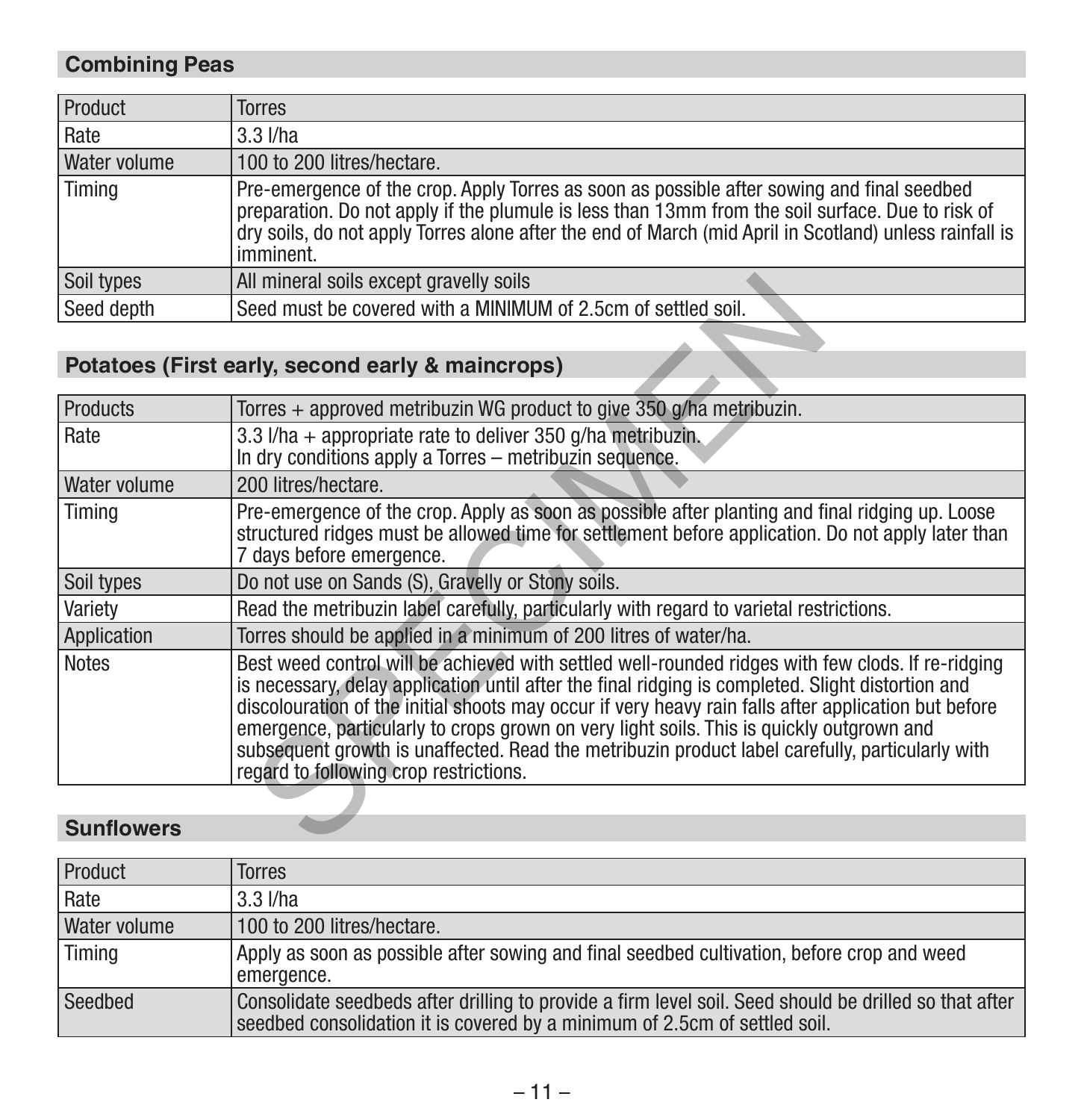## Combining Peas

| Product | Torres |
|---|---|
| Rate | 3.3 l/ha |
| Water volume | 100 to 200 litres/hectare. |
| Timing | Pre-emergence of the crop. Apply Torres as soon as possible after sowing and final seedbed preparation. Do not apply if the plumule is less than 13mm from the soil surface. Due to risk of dry soils, do not apply Torres alone after the end of March (mid April in Scotland) unless rainfall is imminent. |
| Soil types | All mineral soils except gravelly soils |
| Seed depth | Seed must be covered with a MINIMUM of 2.5cm of settled soil. |

## Potatoes (First early, second early & maincrops)

| Products | Torres + approved metribuzin WG product to give 350 g/ha metribuzin. |
|---|---|
| Rate | 3.3 l/ha + appropriate rate to deliver 350 g/ha metribuzin.<br>In dry conditions apply a Torres – metribuzin sequence. |
| Water volume | 200 litres/hectare. |
| Timing | Pre-emergence of the crop. Apply as soon as possible after planting and final ridging up. Loose structured ridges must be allowed time for settlement before application. Do not apply later than 7 days before emergence. |
| Soil types | Do not use on Sands (S), Gravelly or Stony soils. |
| Variety | Read the metribuzin label carefully, particularly with regard to varietal restrictions. |
| Application | Torres should be applied in a minimum of 200 litres of water/ha. |
| Notes | Best weed control will be achieved with settled well-rounded ridges with few clods. If re-ridging is necessary, delay application until after the final ridging is completed. Slight distortion and discolouration of the initial shoots may occur if very heavy rain falls after application but before emergence, particularly to crops grown on very light soils. This is quickly outgrown and subsequent growth is unaffected. Read the metribuzin product label carefully, particularly with regard to following crop restrictions. |

## Sunflowers

| Product | Torres |
|---|---|
| Rate | 3.3 l/ha |
| Water volume | 100 to 200 litres/hectare. |
| Timing | Apply as soon as possible after sowing and final seedbed cultivation, before crop and weed emergence. |
| Seedbed | Consolidate seedbeds after drilling to provide a firm level soil. Seed should be drilled so that after seedbed consolidation it is covered by a minimum of 2.5cm of settled soil. |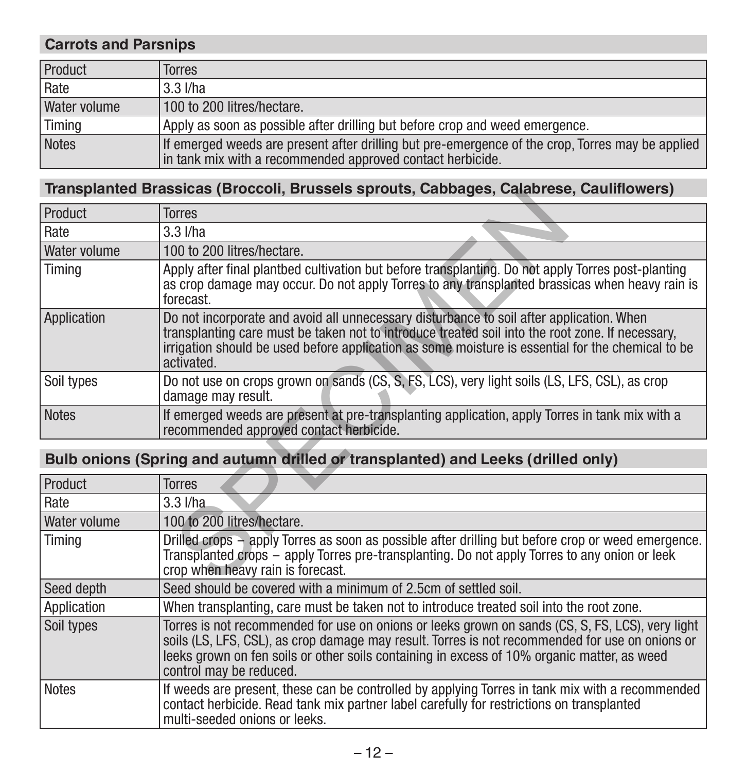## Carrots and Parsnips

| Product | Torres |
|---|---|
| Rate | 3.3 l/ha |
| Water volume | 100 to 200 litres/hectare. |
| Timing | Apply as soon as possible after drilling but before crop and weed emergence. |
| Notes | If emerged weeds are present after drilling but pre-emergence of the crop, Torres may be applied in tank mix with a recommended approved contact herbicide. |

## Transplanted Brassicas (Broccoli, Brussels sprouts, Cabbages, Calabrese, Cauliflowers)

| Product | Torres |
|---|---|
| Rate | 3.3 l/ha |
| Water volume | 100 to 200 litres/hectare. |
| Timing | Apply after final plantbed cultivation but before transplanting. Do not apply Torres post-planting as crop damage may occur. Do not apply Torres to any transplanted brassicas when heavy rain is forecast. |
| Application | Do not incorporate and avoid all unnecessary disturbance to soil after application. When transplanting care must be taken not to introduce treated soil into the root zone. If necessary, irrigation should be used before application as some moisture is essential for the chemical to be activated. |
| Soil types | Do not use on crops grown on sands (CS, S, FS, LCS), very light soils (LS, LFS, CSL), as crop damage may result. |
| Notes | If emerged weeds are present at pre-transplanting application, apply Torres in tank mix with a recommended approved contact herbicide. |

## Bulb onions (Spring and autumn drilled or transplanted) and Leeks (drilled only)

| Product | Torres |
|---|---|
| Rate | 3.3 l/ha |
| Water volume | 100 to 200 litres/hectare. |
| Timing | Drilled crops – apply Torres as soon as possible after drilling but before crop or weed emergence. Transplanted crops – apply Torres pre-transplanting. Do not apply Torres to any onion or leek crop when heavy rain is forecast. |
| Seed depth | Seed should be covered with a minimum of 2.5cm of settled soil. |
| Application | When transplanting, care must be taken not to introduce treated soil into the root zone. |
| Soil types | Torres is not recommended for use on onions or leeks grown on sands (CS, S, FS, LCS), very light soils (LS, LFS, CSL), as crop damage may result. Torres is not recommended for use on onions or leeks grown on fen soils or other soils containing in excess of 10% organic matter, as weed control may be reduced. |
| Notes | If weeds are present, these can be controlled by applying Torres in tank mix with a recommended contact herbicide. Read tank mix partner label carefully for restrictions on transplanted multi-seeded onions or leeks. |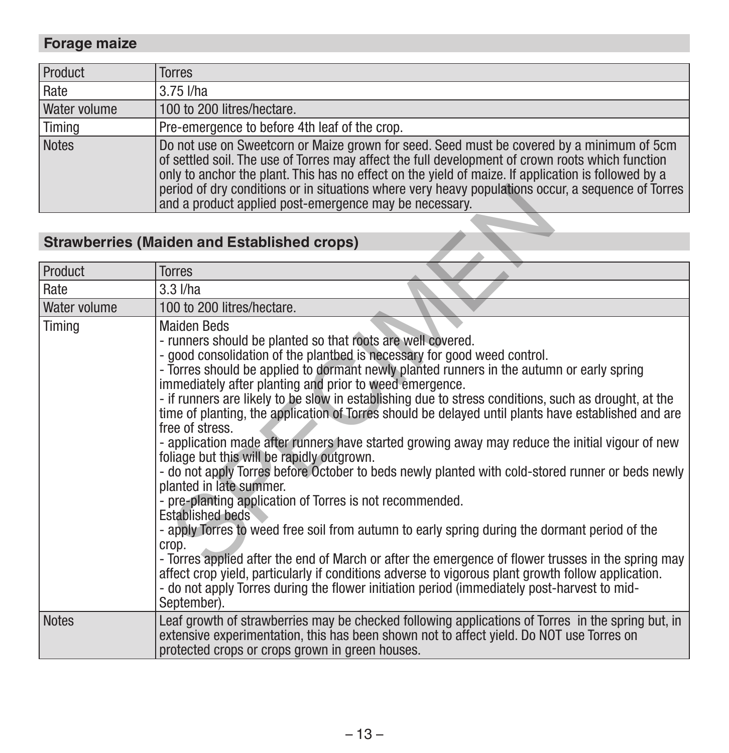## Forage maize

| Product | Torres |
|---|---|
| Rate | 3.75 l/ha |
| Water volume | 100 to 200 litres/hectare. |
| Timing | Pre-emergence to before 4th leaf of the crop. |
| Notes | Do not use on Sweetcorn or Maize grown for seed. Seed must be covered by a minimum of 5cm of settled soil. The use of Torres may affect the full development of crown roots which function only to anchor the plant. This has no effect on the yield of maize. If application is followed by a period of dry conditions or in situations where very heavy populations occur, a sequence of Torres and a product applied post-emergence may be necessary. |

## Strawberries (Maiden and Established crops)

| Product | Torres |
|---|---|
| Rate | 3.3 l/ha |
| Water volume | 100 to 200 litres/hectare. |
| Timing | Maiden Beds<br>- runners should be planted so that roots are well covered.<br>- good consolidation of the plantbed is necessary for good weed control.<br>- Torres should be applied to dormant newly planted runners in the autumn or early spring immediately after planting and prior to weed emergence.<br>- if runners are likely to be slow in establishing due to stress conditions, such as drought, at the time of planting, the application of Torres should be delayed until plants have established and are free of stress.<br>- application made after runners have started growing away may reduce the initial vigour of new foliage but this will be rapidly outgrown.<br>- do not apply Torres before October to beds newly planted with cold-stored runner or beds newly planted in late summer.<br>- pre-planting application of Torres is not recommended.<br>Established beds<br>- apply Torres to weed free soil from autumn to early spring during the dormant period of the crop.<br>- Torres applied after the end of March or after the emergence of flower trusses in the spring may affect crop yield, particularly if conditions adverse to vigorous plant growth follow application.<br>- do not apply Torres during the flower initiation period (immediately post-harvest to mid-September). |
| Notes | Leaf growth of strawberries may be checked following applications of Torres in the spring but, in extensive experimentation, this has been shown not to affect yield. Do NOT use Torres on protected crops or crops grown in green houses. |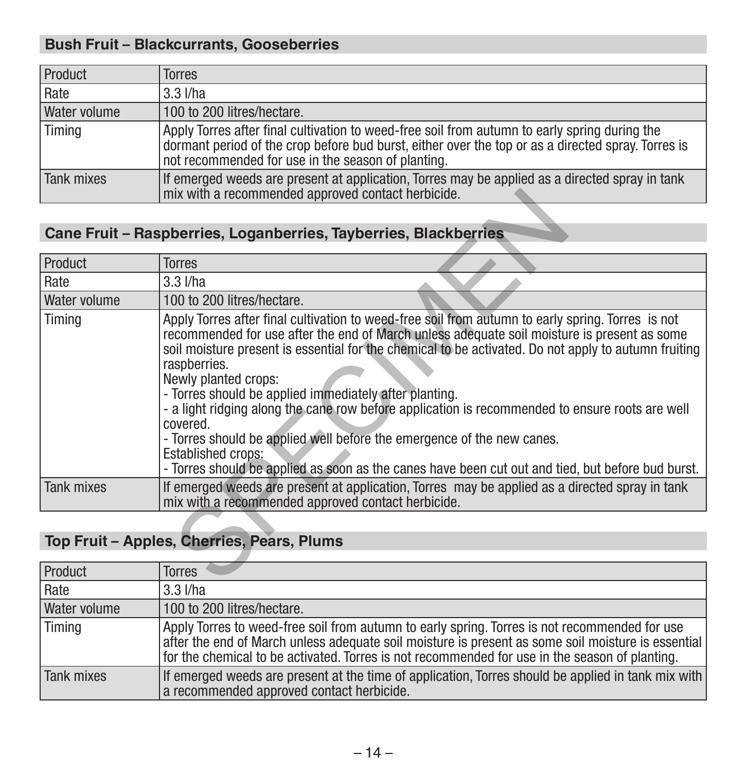## Bush Fruit – Blackcurrants, Gooseberries

| Product | Torres |
|---|---|
| Rate | 3.3 l/ha |
| Water volume | 100 to 200 litres/hectare. |
| Timing | Apply Torres after final cultivation to weed-free soil from autumn to early spring during the dormant period of the crop before bud burst, either over the top or as a directed spray. Torres is not recommended for use in the season of planting. |
| Tank mixes | If emerged weeds are present at application, Torres may be applied as a directed spray in tank mix with a recommended approved contact herbicide. |

## Cane Fruit – Raspberries, Loganberries, Tayberries, Blackberries

| Product | Torres |
|---|---|
| Rate | 3.3 l/ha |
| Water volume | 100 to 200 litres/hectare. |
| Timing | Apply Torres after final cultivation to weed-free soil from autumn to early spring. Torres is not recommended for use after the end of March unless adequate soil moisture is present as some soil moisture present is essential for the chemical to be activated. Do not apply to autumn fruiting raspberries.<br>Newly planted crops:<br>- Torres should be applied immediately after planting.<br>- a light ridging along the cane row before application is recommended to ensure roots are well covered.<br>- Torres should be applied well before the emergence of the new canes.<br>Established crops:<br>- Torres should be applied as soon as the canes have been cut out and tied, but before bud burst. |
| Tank mixes | If emerged weeds are present at application, Torres may be applied as a directed spray in tank mix with a recommended approved contact herbicide. |

## Top Fruit – Apples, Cherries, Pears, Plums

| Product | Torres |
|---|---|
| Rate | 3.3 l/ha |
| Water volume | 100 to 200 litres/hectare. |
| Timing | Apply Torres to weed-free soil from autumn to early spring. Torres is not recommended for use after the end of March unless adequate soil moisture is present as some soil moisture is essential for the chemical to be activated. Torres is not recommended for use in the season of planting. |
| Tank mixes | If emerged weeds are present at the time of application, Torres should be applied in tank mix with a recommended approved contact herbicide. |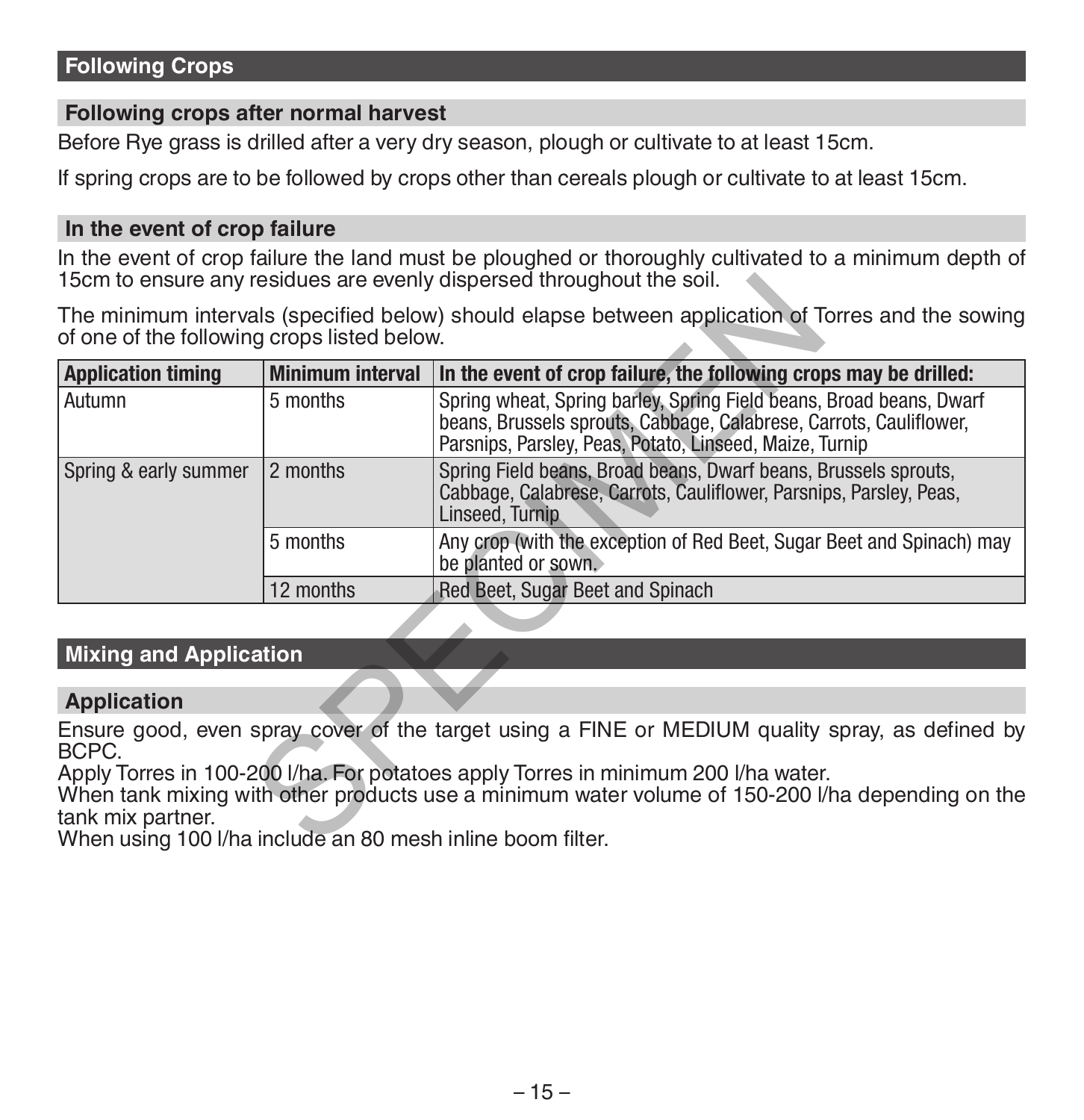## Following Crops

### Following crops after normal harvest

Before Rye grass is drilled after a very dry season, plough or cultivate to at least 15cm.

If spring crops are to be followed by crops other than cereals plough or cultivate to at least 15cm.

### In the event of crop failure

In the event of crop failure the land must be ploughed or thoroughly cultivated to a minimum depth of 15cm to ensure any residues are evenly dispersed throughout the soil.

The minimum intervals (specified below) should elapse between application of Torres and the sowing of one of the following crops listed below.

| Application timing | Minimum interval | In the event of crop failure, the following crops may be drilled: |
|---|---|---|
| Autumn | 5 months | Spring wheat, Spring barley, Spring Field beans, Broad beans, Dwarf beans, Brussels sprouts, Cabbage, Calabrese, Carrots, Cauliflower, Parsnips, Parsley, Peas, Potato, Linseed, Maize, Turnip |
| Spring & early summer | 2 months | Spring Field beans, Broad beans, Dwarf beans, Brussels sprouts, Cabbage, Calabrese, Carrots, Cauliflower, Parsnips, Parsley, Peas, Linseed, Turnip |
| | 5 months | Any crop (with the exception of Red Beet, Sugar Beet and Spinach) may be planted or sown. |
| | 12 months | Red Beet, Sugar Beet and Spinach |

## Mixing and Application

### Application

Ensure good, even spray cover of the target using a FINE or MEDIUM quality spray, as defined by BCPC.
Apply Torres in 100-200 l/ha. For potatoes apply Torres in minimum 200 l/ha water.
When tank mixing with other products use a minimum water volume of 150-200 l/ha depending on the tank mix partner.
When using 100 l/ha include an 80 mesh inline boom filter.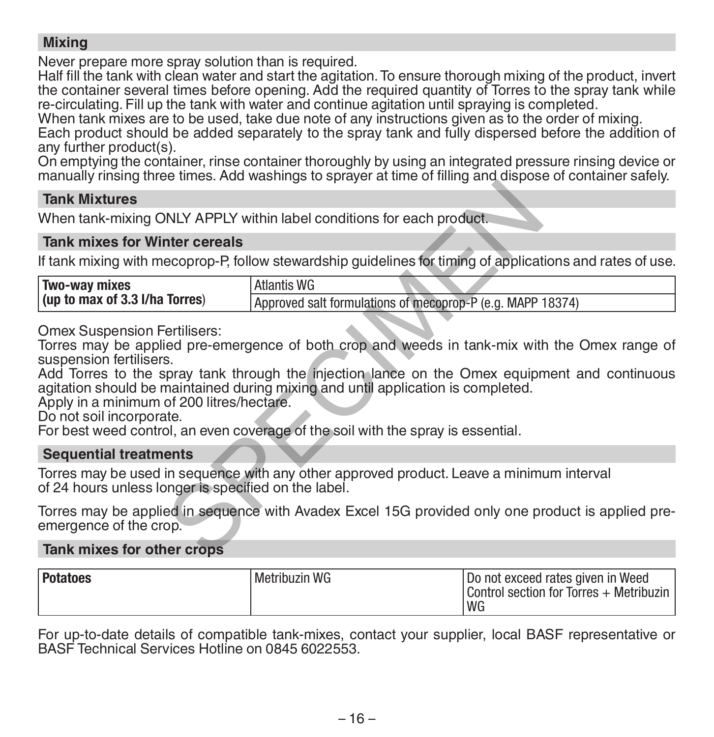## Mixing

Never prepare more spray solution than is required.
Half fill the tank with clean water and start the agitation. To ensure thorough mixing of the product, invert the container several times before opening. Add the required quantity of Torres to the spray tank while re-circulating. Fill up the tank with water and continue agitation until spraying is completed.
When tank mixes are to be used, take due note of any instructions given as to the order of mixing.
Each product should be added separately to the spray tank and fully dispersed before the addition of any further product(s).
On emptying the container, rinse container thoroughly by using an integrated pressure rinsing device or manually rinsing three times. Add washings to sprayer at time of filling and dispose of container safely.

## Tank Mixtures

When tank-mixing ONLY APPLY within label conditions for each product.

## Tank mixes for Winter cereals

If tank mixing with mecoprop-P, follow stewardship guidelines for timing of applications and rates of use.

| **Two-way mixes (up to max of 3.3 l/ha Torres)** | Atlantis WG |
|---|---|
| | Approved salt formulations of mecoprop-P (e.g. MAPP 18374) |

Omex Suspension Fertilisers:
Torres may be applied pre-emergence of both crop and weeds in tank-mix with the Omex range of suspension fertilisers.
Add Torres to the spray tank through the injection lance on the Omex equipment and continuous agitation should be maintained during mixing and until application is completed.
Apply in a minimum of 200 litres/hectare.
Do not soil incorporate.
For best weed control, an even coverage of the soil with the spray is essential.

## Sequential treatments

Torres may be used in sequence with any other approved product. Leave a minimum interval of 24 hours unless longer is specified on the label.

Torres may be applied in sequence with Avadex Excel 15G provided only one product is applied pre-emergence of the crop.

## Tank mixes for other crops

| **Potatoes** | Metribuzin WG | Do not exceed rates given in Weed Control section for Torres + Metribuzin WG |
|---|---|---|

For up-to-date details of compatible tank-mixes, contact your supplier, local BASF representative or BASF Technical Services Hotline on 0845 6022553.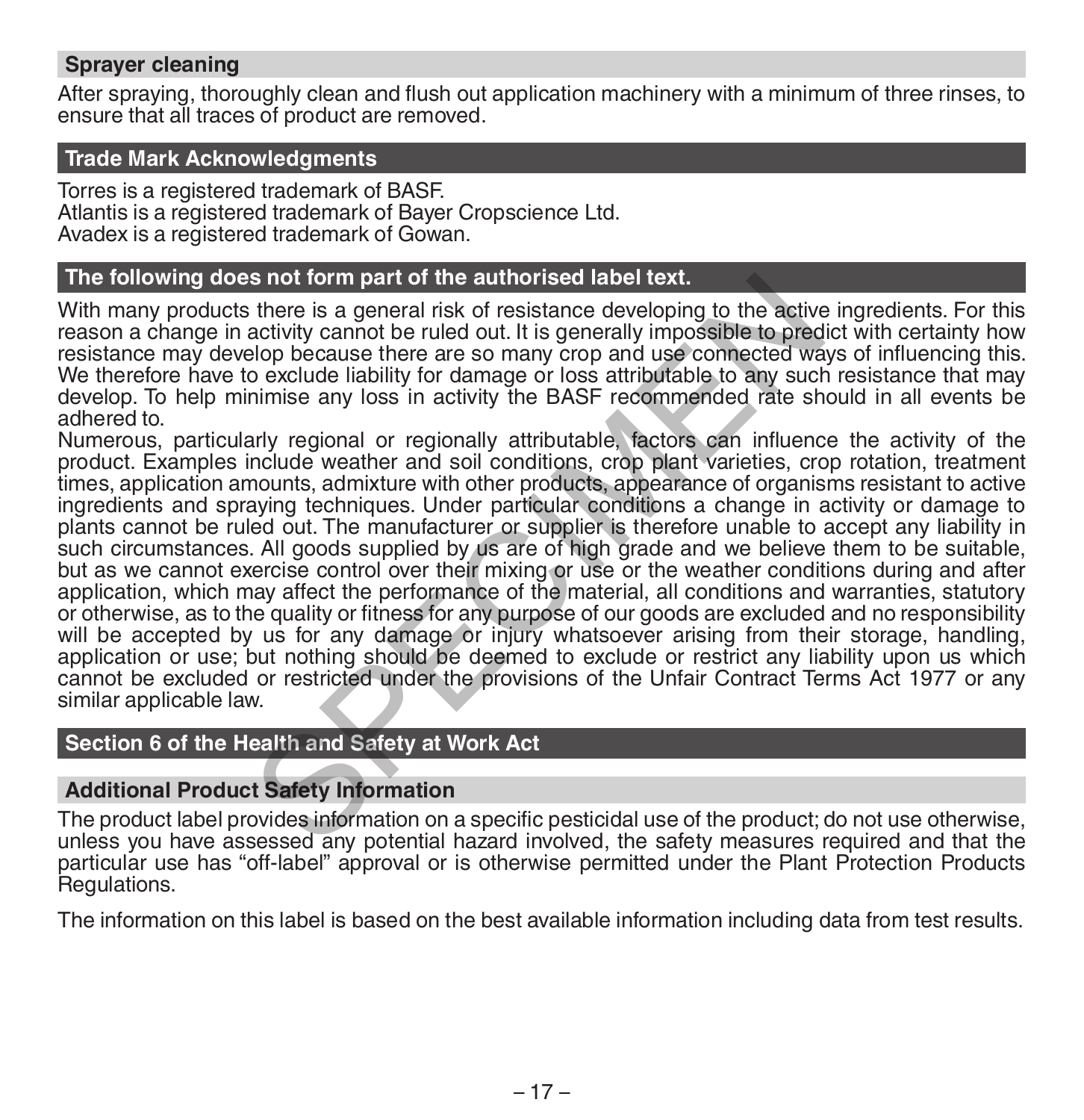## Sprayer cleaning

After spraying, thoroughly clean and flush out application machinery with a minimum of three rinses, to ensure that all traces of product are removed.

## Trade Mark Acknowledgments

Torres is a registered trademark of BASF.
Atlantis is a registered trademark of Bayer Cropscience Ltd.
Avadex is a registered trademark of Gowan.

## The following does not form part of the authorised label text.

With many products there is a general risk of resistance developing to the active ingredients. For this reason a change in activity cannot be ruled out. It is generally impossible to predict with certainty how resistance may develop because there are so many crop and use connected ways of influencing this. We therefore have to exclude liability for damage or loss attributable to any such resistance that may develop. To help minimise any loss in activity the BASF recommended rate should in all events be adhered to.

Numerous, particularly regional or regionally attributable, factors can influence the activity of the product. Examples include weather and soil conditions, crop plant varieties, crop rotation, treatment times, application amounts, admixture with other products, appearance of organisms resistant to active ingredients and spraying techniques. Under particular conditions a change in activity or damage to plants cannot be ruled out. The manufacturer or supplier is therefore unable to accept any liability in such circumstances. All goods supplied by us are of high grade and we believe them to be suitable, but as we cannot exercise control over their mixing or use or the weather conditions during and after application, which may affect the performance of the material, all conditions and warranties, statutory or otherwise, as to the quality or fitness for any purpose of our goods are excluded and no responsibility will be accepted by us for any damage or injury whatsoever arising from their storage, handling, application or use; but nothing should be deemed to exclude or restrict any liability upon us which cannot be excluded or restricted under the provisions of the Unfair Contract Terms Act 1977 or any similar applicable law.

## Section 6 of the Health and Safety at Work Act

### Additional Product Safety Information

The product label provides information on a specific pesticidal use of the product; do not use otherwise, unless you have assessed any potential hazard involved, the safety measures required and that the particular use has "off-label" approval or is otherwise permitted under the Plant Protection Products Regulations.

The information on this label is based on the best available information including data from test results.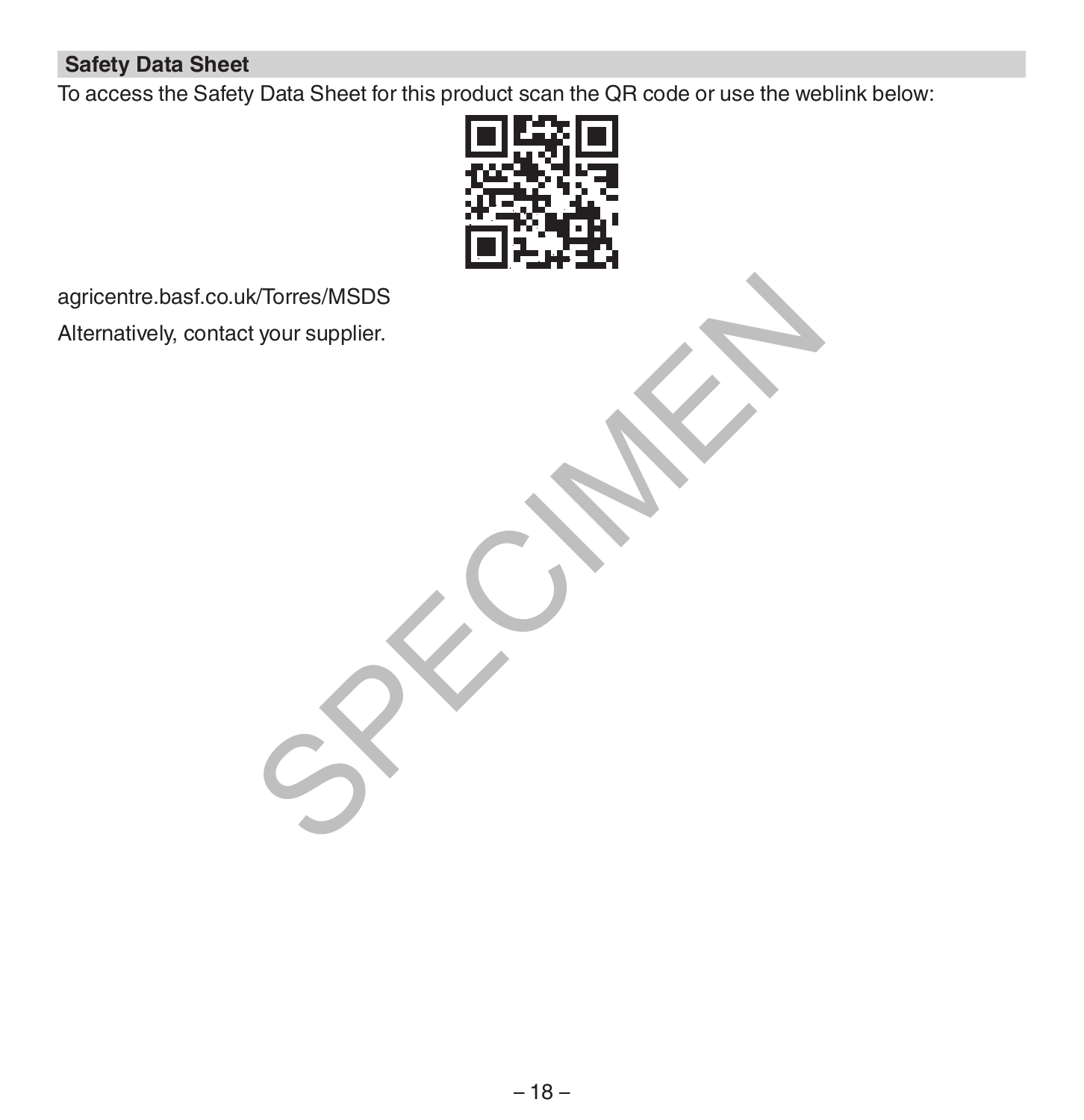## Safety Data Sheet

To access the Safety Data Sheet for this product scan the QR code or use the weblink below:

agricentre.basf.co.uk/Torres/MSDS

Alternatively, contact your supplier.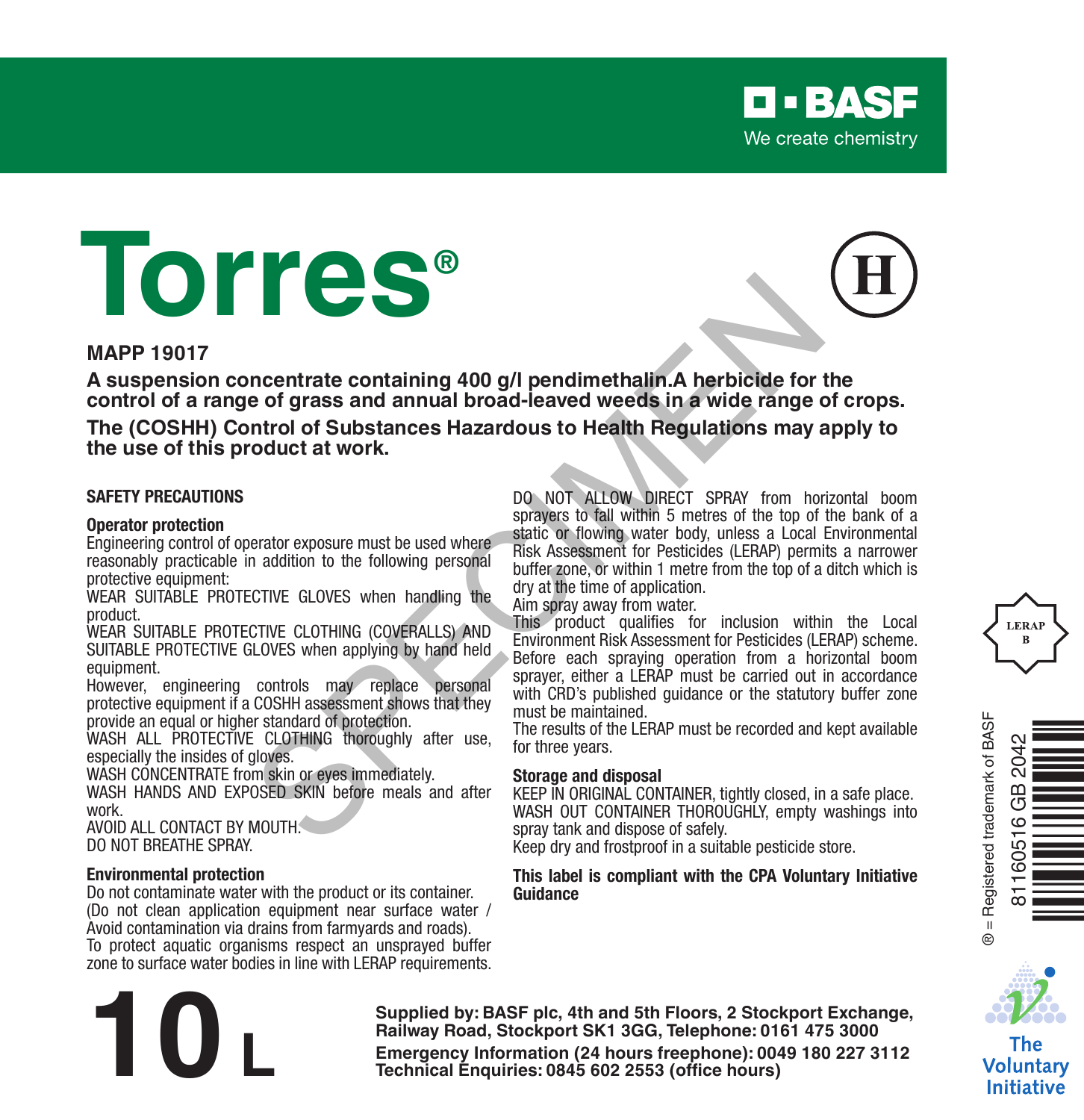**BASF**
We create chemistry

# Torres®

**MAPP 19017**

**A suspension concentrate containing 400 g/l pendimethalin.A herbicide for the control of a range of grass and annual broad-leaved weeds in a wide range of crops.**

**The (COSHH) Control of Substances Hazardous to Health Regulations may apply to the use of this product at work.**

## SAFETY PRECAUTIONS

### Operator protection

Engineering control of operator exposure must be used where reasonably practicable in addition to the following personal protective equipment:

WEAR SUITABLE PROTECTIVE GLOVES when handling the product.

WEAR SUITABLE PROTECTIVE CLOTHING (COVERALLS) AND SUITABLE PROTECTIVE GLOVES when applying by hand held equipment.

However, engineering controls may replace personal protective equipment if a COSHH assessment shows that they provide an equal or higher standard of protection.

WASH ALL PROTECTIVE CLOTHING thoroughly after use, especially the insides of gloves.

WASH CONCENTRATE from skin or eyes immediately.

WASH HANDS AND EXPOSED SKIN before meals and after work.

AVOID ALL CONTACT BY MOUTH.

DO NOT BREATHE SPRAY.

### Environmental protection

Do not contaminate water with the product or its container. (Do not clean application equipment near surface water / Avoid contamination via drains from farmyards and roads).

To protect aquatic organisms respect an unsprayed buffer zone to surface water bodies in line with LERAP requirements.

DO NOT ALLOW DIRECT SPRAY from horizontal boom sprayers to fall within 5 metres of the top of the bank of a static or flowing water body, unless a Local Environmental Risk Assessment for Pesticides (LERAP) permits a narrower buffer zone, or within 1 metre from the top of a ditch which is dry at the time of application.

Aim spray away from water.

This product qualifies for inclusion within the Local Environment Risk Assessment for Pesticides (LERAP) scheme. Before each spraying operation from a horizontal boom sprayer, either a LERAP must be carried out in accordance with CRD's published guidance or the statutory buffer zone must be maintained.

The results of the LERAP must be recorded and kept available for three years.

### Storage and disposal

KEEP IN ORIGINAL CONTAINER, tightly closed, in a safe place.

WASH OUT CONTAINER THOROUGHLY, empty washings into spray tank and dispose of safely.

Keep dry and frostproof in a suitable pesticide store.

**This label is compliant with the CPA Voluntary Initiative Guidance**

LERAP B

® = Registered trademark of BASF

81160516 GB 2042

The Voluntary Initiative

# 10 L

**Supplied by: BASF plc, 4th and 5th Floors, 2 Stockport Exchange, Railway Road, Stockport SK1 3GG, Telephone: 0161 475 3000**

**Emergency Information (24 hours freephone): 0049 180 227 3112**

**Technical Enquiries: 0845 602 2553 (office hours)**